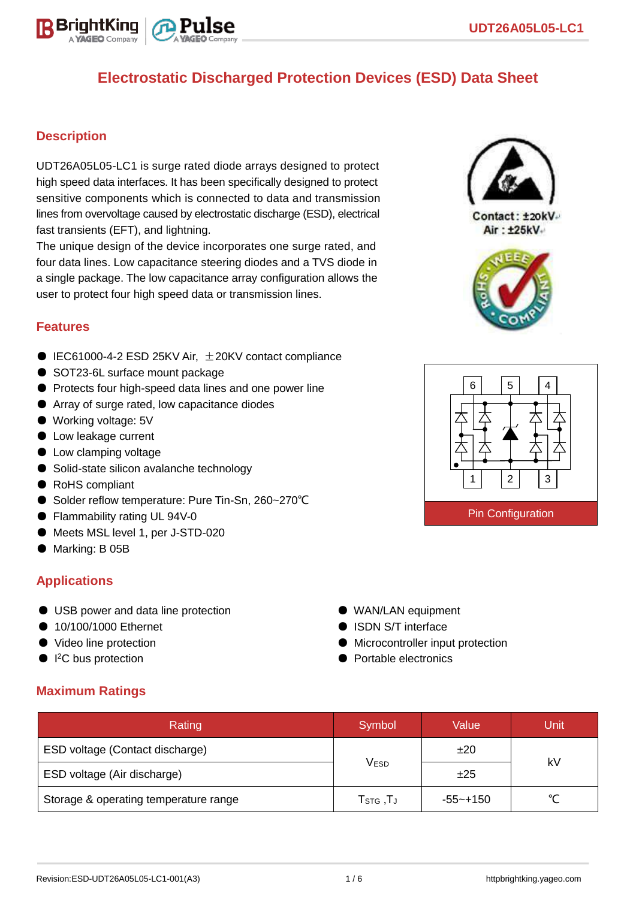# Electrostatic Discharged Protection Devices (ESD) Data Sheet

## Description

UDT26A05L05-LC1 is surge rated diode arrays designed to protect high speed data interfaces. It has been specifically designed to protect sensitive components which is connected to data and transmission lines from overvoltage caused by electrostatic discharge (ESD), electrical fast transients (EFT), and lightning.

The unique design of the device incorporates one surge rated, and four data lines. Low capacitance steering diodes and a TVS diode in a single package. The low capacitance array configuration allows the user to protect four high speed data or transmission lines.

Contact : ±20kV
Air : ±25kV

## Features

- IEC61000-4-2 ESD 25KV Air, ±20KV contact compliance
- SOT23-6L surface mount package
- Protects four high-speed data lines and one power line
- Array of surge rated, low capacitance diodes
- Working voltage: 5V
- Low leakage current
- Low clamping voltage
- Solid-state silicon avalanche technology
- RoHS compliant
- Solder reflow temperature: Pure Tin-Sn, 260~270℃
- Flammability rating UL 94V-0
- Meets MSL level 1, per J-STD-020
- Marking: B 05B

Pin Configuration

## Applications

- USB power and data line protection
- 10/100/1000 Ethernet
- Video line protection
- I²C bus protection
- WAN/LAN equipment
- ISDN S/T interface
- Microcontroller input protection
- Portable electronics

## Maximum Ratings

| Rating | Symbol | Value | Unit |
|---|---|---|---|
| ESD voltage (Contact discharge) | $V_{ESD}$ | ±20 | kV |
| ESD voltage (Air discharge) | | ±25 | |
| Storage & operating temperature range | $T_{STG}$ ,$T_J$ | -55~+150 | ℃ |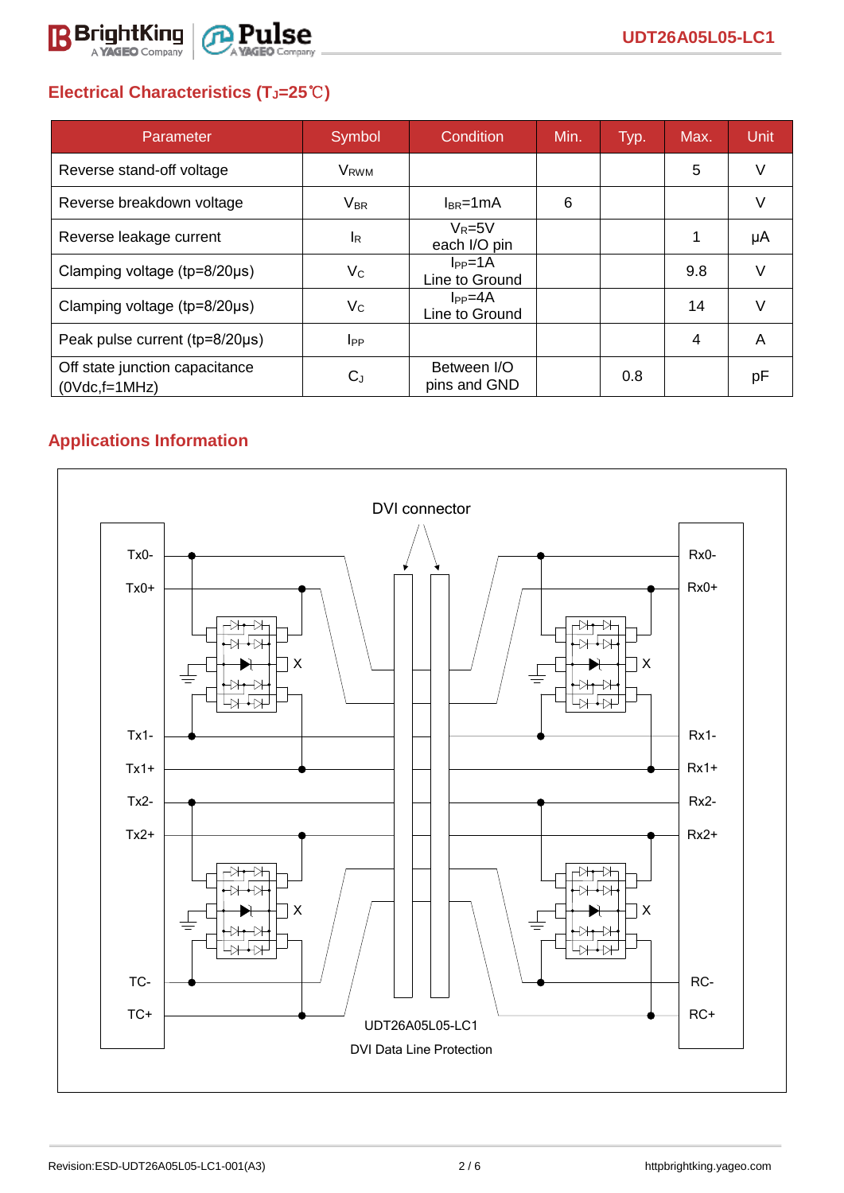## Electrical Characteristics ($T_J$=25℃)

| Parameter | Symbol | Condition | Min. | Typ. | Max. | Unit |
|---|---|---|---|---|---|---|
| Reverse stand-off voltage | $V_{RWM}$ | | | | 5 | V |
| Reverse breakdown voltage | $V_{BR}$ | $I_{BR}$=1mA | 6 | | | V |
| Reverse leakage current | $I_R$ | $V_R$=5V each I/O pin | | | 1 | μA |
| Clamping voltage (tp=8/20μs) | $V_C$ | $I_{PP}$=1A Line to Ground | | | 9.8 | V |
| Clamping voltage (tp=8/20μs) | $V_C$ | $I_{PP}$=4A Line to Ground | | | 14 | V |
| Peak pulse current (tp=8/20μs) | $I_{PP}$ | | | | 4 | A |
| Off state junction capacitance (0Vdc,f=1MHz) | $C_J$ | Between I/O pins and GND | | 0.8 | | pF |

## Applications Information

DVI connector

Tx0- Tx0+ Tx1- Tx1+ Tx2- Tx2+ TC- TC+

Rx0- Rx0+ Rx1- Rx1+ Rx2- Rx2+ RC- RC+

UDT26A05L05-LC1

DVI Data Line Protection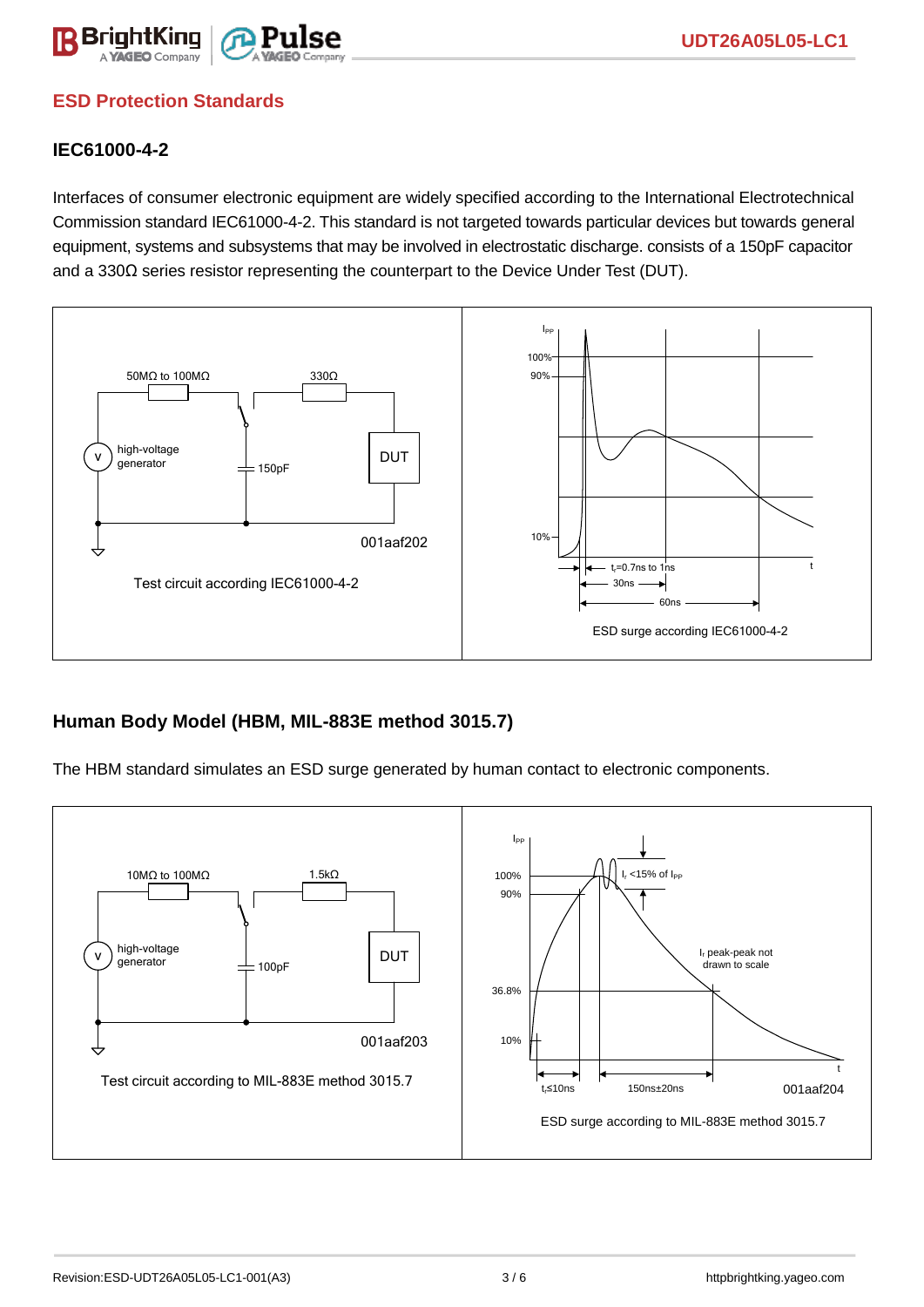## ESD Protection Standards

### IEC61000-4-2

Interfaces of consumer electronic equipment are widely specified according to the International Electrotechnical Commission standard IEC61000-4-2. This standard is not targeted towards particular devices but towards general equipment, systems and subsystems that may be involved in electrostatic discharge. consists of a 150pF capacitor and a 330Ω series resistor representing the counterpart to the Device Under Test (DUT).

Test circuit according IEC61000-4-2

ESD surge according IEC61000-4-2

### Human Body Model (HBM, MIL-883E method 3015.7)

The HBM standard simulates an ESD surge generated by human contact to electronic components.

Test circuit according to MIL-883E method 3015.7

ESD surge according to MIL-883E method 3015.7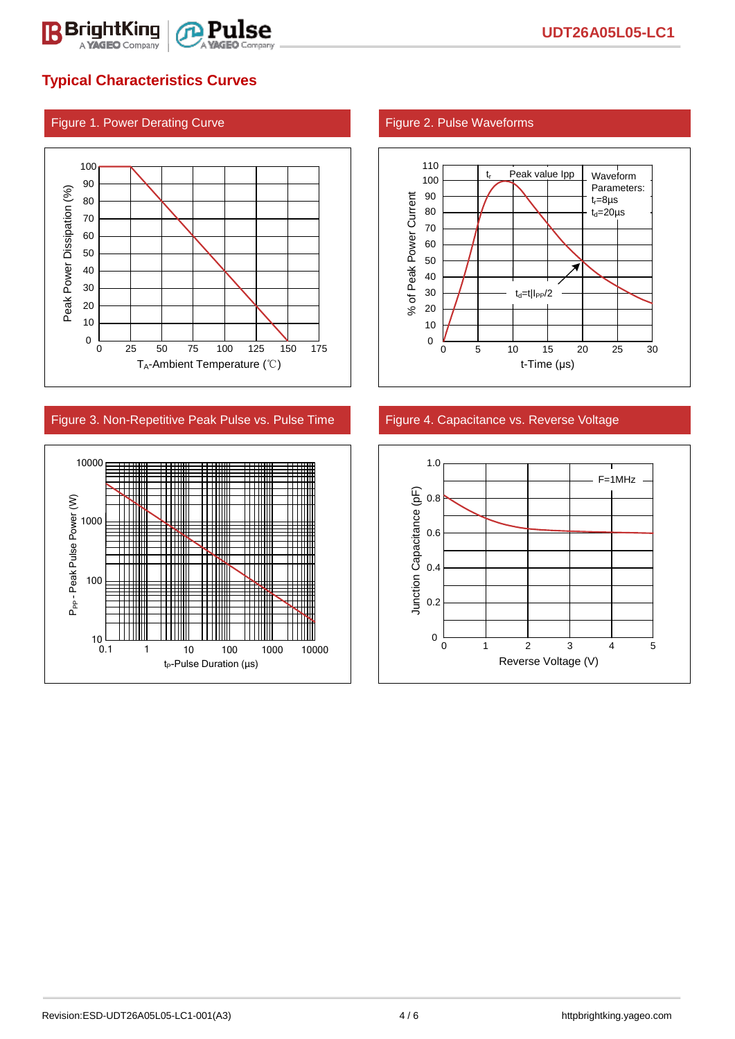## Typical Characteristics Curves

Figure 1. Power Derating Curve

Peak Power Dissipation (%)

$T_A$-Ambient Temperature (℃)

Figure 2. Pulse Waveforms

% of Peak Power Current

t-Time (µs)

$t_r$ Peak value Ipp

Waveform Parameters: $t_r$=8µs $t_d$=20µs

$t_d$=t|$I_{PP}$/2

Figure 3. Non-Repetitive Peak Pulse vs. Pulse Time

$P_{PP}$ - Peak Pulse Power (W)

$t_P$-Pulse Duration (µs)

Figure 4. Capacitance vs. Reverse Voltage

Junction Capacitance (pF)

Reverse Voltage (V)

F=1MHz

Revision:ESD-UDT26A05L05-LC1-001(A3)

httpbrightking.yageo.com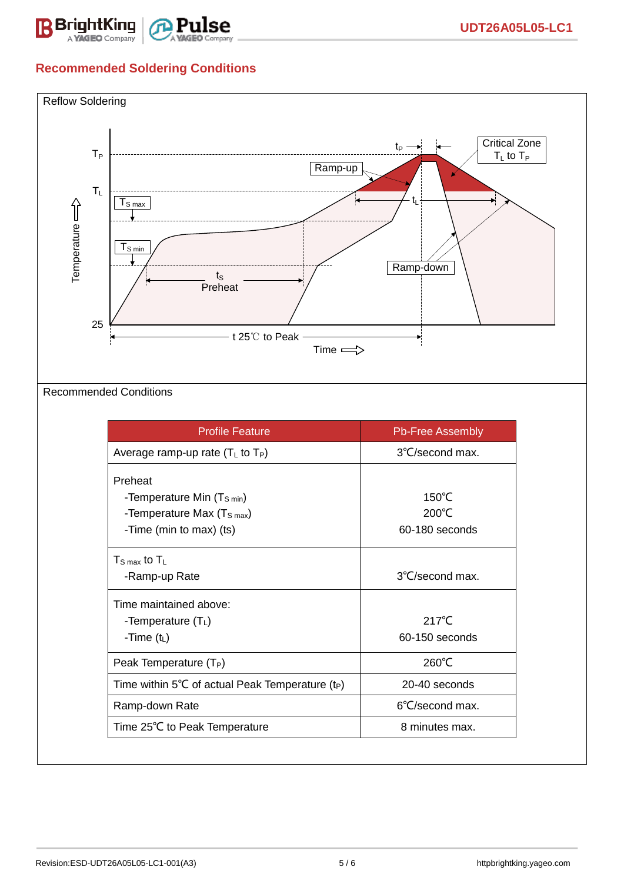## Recommended Soldering Conditions

Reflow Soldering

Recommended Conditions

| Profile Feature | Pb-Free Assembly |
|---|---|
| Average ramp-up rate ($T_L$ to $T_P$) | 3℃/second max. |
| Preheat<br>-Temperature Min ($T_{S\ min}$)<br>-Temperature Max ($T_{S\ max}$)<br>-Time (min to max) (ts) | 150℃<br>200℃<br>60-180 seconds |
| $T_{S\ max}$ to $T_L$<br>-Ramp-up Rate | 3℃/second max. |
| Time maintained above:<br>-Temperature ($T_L$)<br>-Time ($t_L$) | 217℃<br>60-150 seconds |
| Peak Temperature ($T_P$) | 260℃ |
| Time within 5℃ of actual Peak Temperature ($t_P$) | 20-40 seconds |
| Ramp-down Rate | 6℃/second max. |
| Time 25℃ to Peak Temperature | 8 minutes max. |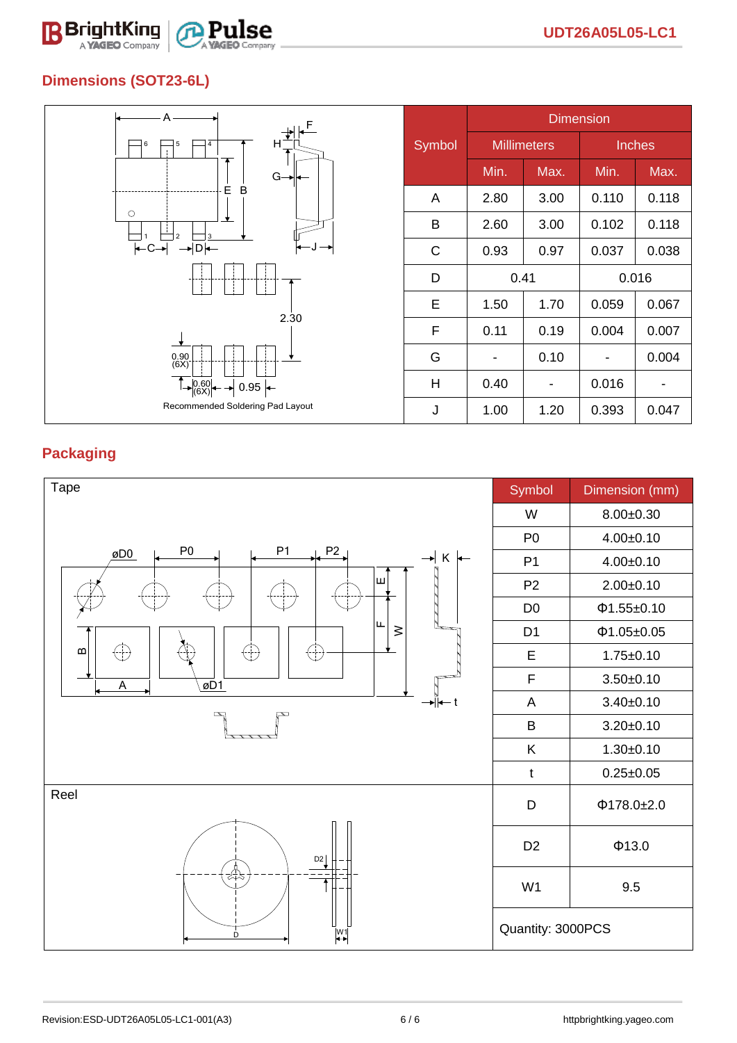## Dimensions (SOT23-6L)

Recommended Soldering Pad Layout

| Symbol | Dimension | | | |
|---|---|---|---|---|
| | Millimeters | | Inches | |
| | Min. | Max. | Min. | Max. |
| A | 2.80 | 3.00 | 0.110 | 0.118 |
| B | 2.60 | 3.00 | 0.102 | 0.118 |
| C | 0.93 | 0.97 | 0.037 | 0.038 |
| D | 0.41 | | 0.016 | |
| E | 1.50 | 1.70 | 0.059 | 0.067 |
| F | 0.11 | 0.19 | 0.004 | 0.007 |
| G | - | 0.10 | - | 0.004 |
| H | 0.40 | - | 0.016 | - |
| J | 1.00 | 1.20 | 0.393 | 0.047 |

## Packaging

Tape

| Symbol | Dimension (mm) |
|---|---|
| W | 8.00±0.30 |
| P0 | 4.00±0.10 |
| P1 | 4.00±0.10 |
| P2 | 2.00±0.10 |
| D0 | Φ1.55±0.10 |
| D1 | Φ1.05±0.05 |
| E | 1.75±0.10 |
| F | 3.50±0.10 |
| A | 3.40±0.10 |
| B | 3.20±0.10 |
| K | 1.30±0.10 |
| t | 0.25±0.05 |

Reel

| Symbol | Dimension (mm) |
|---|---|
| D | Φ178.0±2.0 |
| D2 | Φ13.0 |
| W1 | 9.5 |

Quantity: 3000PCS

Revision:ESD-UDT26A05L05-LC1-001(A3)

httpbrightking.yageo.com